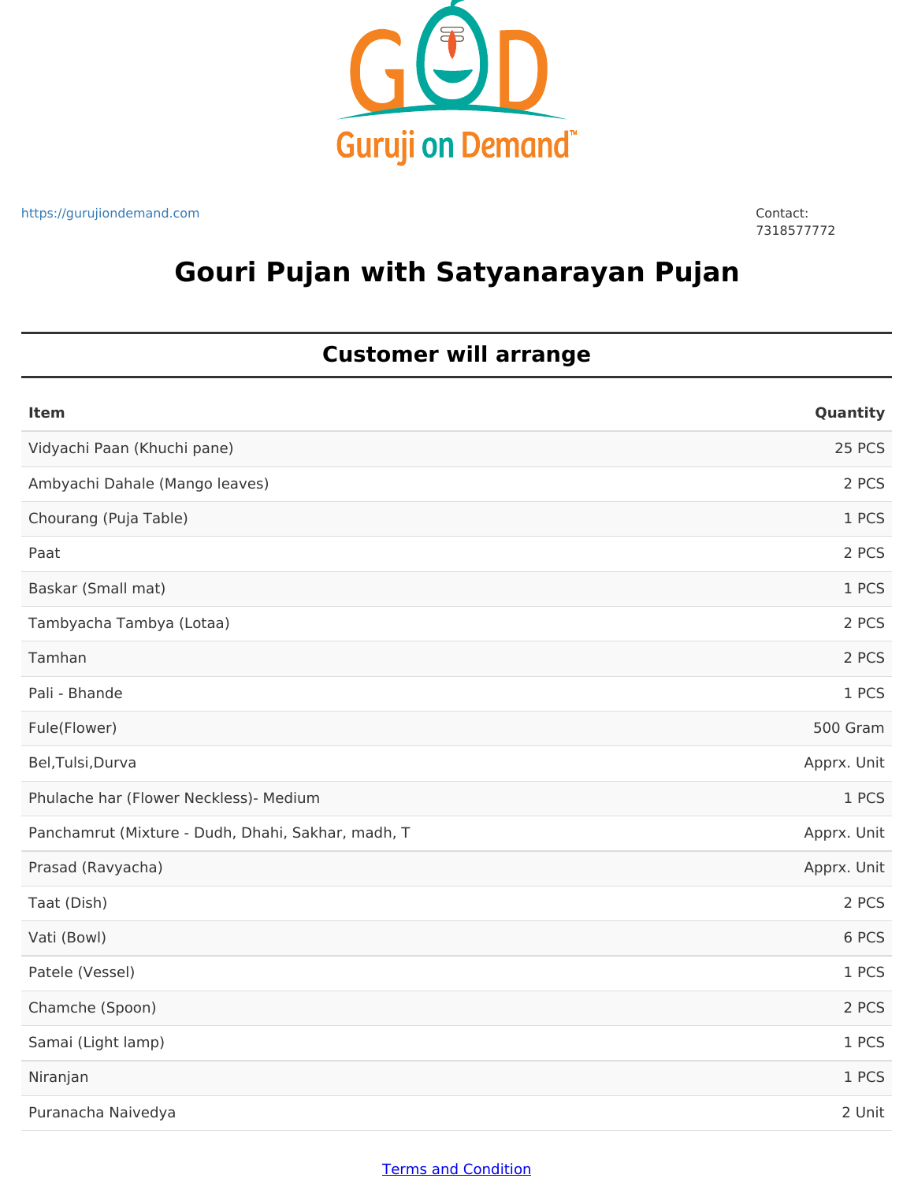Guruji on Demand™

https://gurujiondemand.com

Contact:
7318577772

# Gouri Pujan with Satyanarayan Pujan

## Customer will arrange

| Item | Quantity |
| --- | --- |
| Vidyachi Paan (Khuchi pane) | 25 PCS |
| Ambyachi Dahale (Mango leaves) | 2 PCS |
| Chourang (Puja Table) | 1 PCS |
| Paat | 2 PCS |
| Baskar (Small mat) | 1 PCS |
| Tambyacha Tambya (Lotaa) | 2 PCS |
| Tamhan | 2 PCS |
| Pali - Bhande | 1 PCS |
| Fule(Flower) | 500 Gram |
| Bel,Tulsi,Durva | Apprx. Unit |
| Phulache har (Flower Neckless)- Medium | 1 PCS |
| Panchamrut (Mixture - Dudh, Dhahi, Sakhar, madh, T | Apprx. Unit |
| Prasad (Ravyacha) | Apprx. Unit |
| Taat (Dish) | 2 PCS |
| Vati (Bowl) | 6 PCS |
| Patele (Vessel) | 1 PCS |
| Chamche (Spoon) | 2 PCS |
| Samai (Light lamp) | 1 PCS |
| Niranjan | 1 PCS |
| Puranacha Naivedya | 2 Unit |

Terms and Condition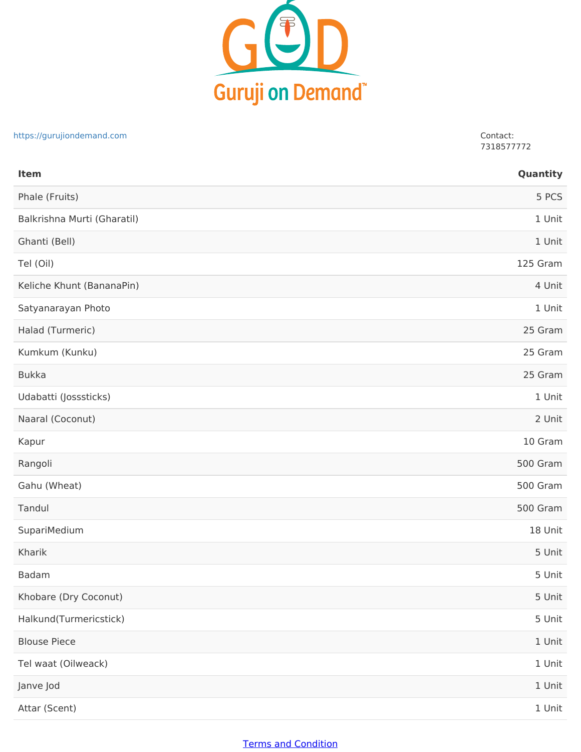Guruji on Demand™

https://gurujiondemand.com

Contact:
7318577772

| Item | Quantity |
|---|---|
| Phale (Fruits) | 5 PCS |
| Balkrishna Murti (Gharatil) | 1 Unit |
| Ghanti (Bell) | 1 Unit |
| Tel (Oil) | 125 Gram |
| Keliche Khunt (BananaPin) | 4 Unit |
| Satyanarayan Photo | 1 Unit |
| Halad (Turmeric) | 25 Gram |
| Kumkum (Kunku) | 25 Gram |
| Bukka | 25 Gram |
| Udabatti (Josssticks) | 1 Unit |
| Naaral (Coconut) | 2 Unit |
| Kapur | 10 Gram |
| Rangoli | 500 Gram |
| Gahu (Wheat) | 500 Gram |
| Tandul | 500 Gram |
| SupariMedium | 18 Unit |
| Kharik | 5 Unit |
| Badam | 5 Unit |
| Khobare (Dry Coconut) | 5 Unit |
| Halkund(Turmericstick) | 5 Unit |
| Blouse Piece | 1 Unit |
| Tel waat (Oilweack) | 1 Unit |
| Janve Jod | 1 Unit |
| Attar (Scent) | 1 Unit |

Terms and Condition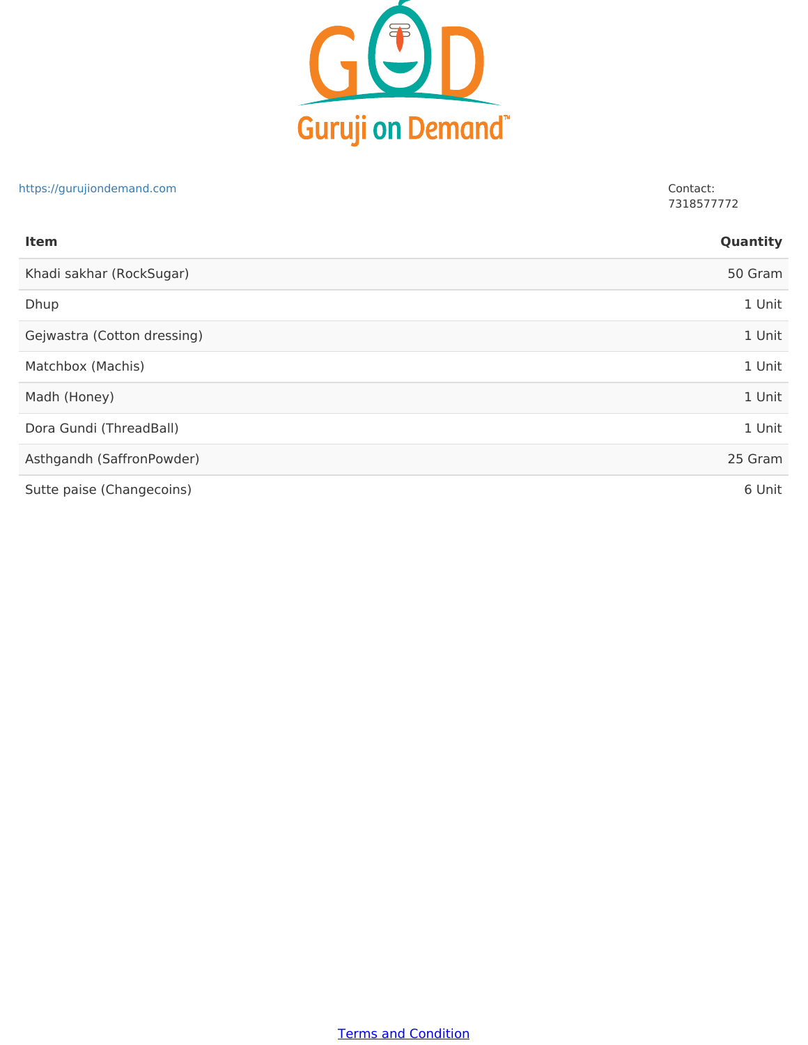Guruji on Demand™

https://gurujiondemand.com

Contact:
7318577772

| Item | Quantity |
|---|---|
| Khadi sakhar (RockSugar) | 50 Gram |
| Dhup | 1 Unit |
| Gejwastra (Cotton dressing) | 1 Unit |
| Matchbox (Machis) | 1 Unit |
| Madh (Honey) | 1 Unit |
| Dora Gundi (ThreadBall) | 1 Unit |
| Asthgandh (SaffronPowder) | 25 Gram |
| Sutte paise (Changecoins) | 6 Unit |

Terms and Condition